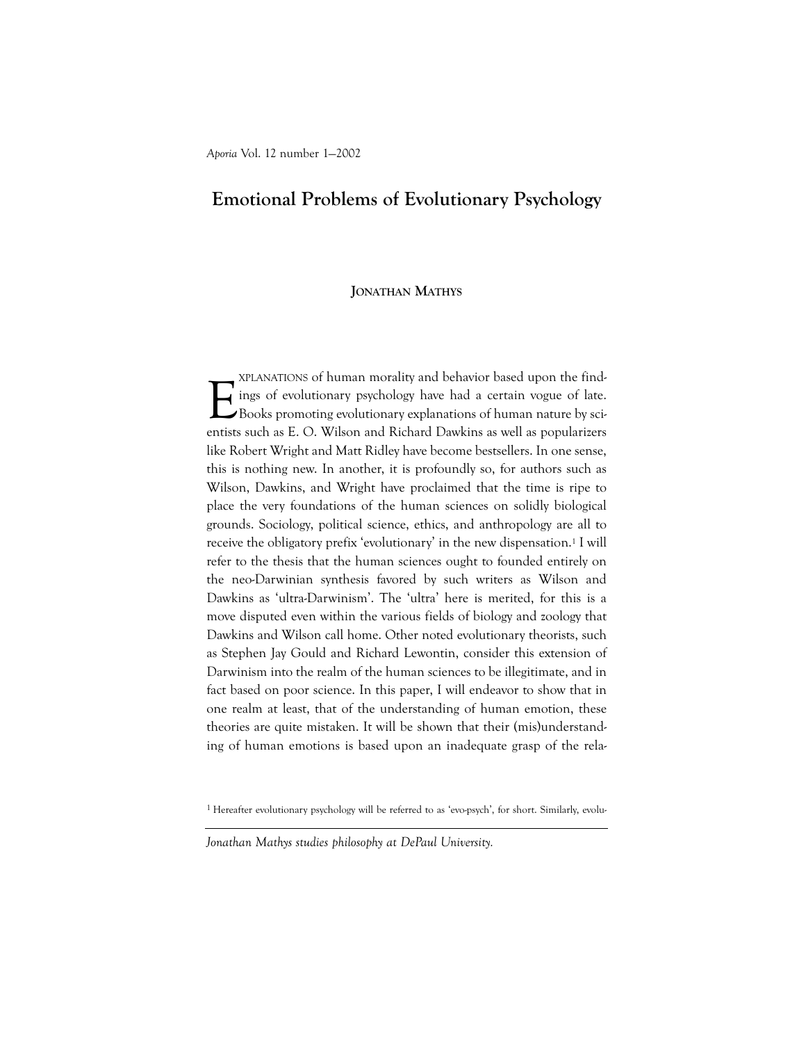# Emotional Problems of Evolutionary Psychology

**Jonathan Mathys**

EXPLANATIONS of human morality and behavior based upon the findings of evolutionary psychology have had a certain vogue of late. Books promoting evolutionary explanations of human nature by scientists such as E. O. Wilson and Richard Dawkins as well as popularizers like Robert Wright and Matt Ridley have become bestsellers. In one sense, this is nothing new. In another, it is profoundly so, for authors such as Wilson, Dawkins, and Wright have proclaimed that the time is ripe to place the very foundations of the human sciences on solidly biological grounds. Sociology, political science, ethics, and anthropology are all to receive the obligatory prefix 'evolutionary' in the new dispensation.[1] I will refer to the thesis that the human sciences ought to founded entirely on the neo-Darwinian synthesis favored by such writers as Wilson and Dawkins as 'ultra-Darwinism'. The 'ultra' here is merited, for this is a move disputed even within the various fields of biology and zoology that Dawkins and Wilson call home. Other noted evolutionary theorists, such as Stephen Jay Gould and Richard Lewontin, consider this extension of Darwinism into the realm of the human sciences to be illegitimate, and in fact based on poor science. In this paper, I will endeavor to show that in one realm at least, that of the understanding of human emotion, these theories are quite mistaken. It will be shown that their (mis)understanding of human emotions is based upon an inadequate grasp of the rela-

[1] Hereafter evolutionary psychology will be referred to as 'evo-psych', for short. Similarly, evolu-

*Jonathan Mathys studies philosophy at DePaul University.*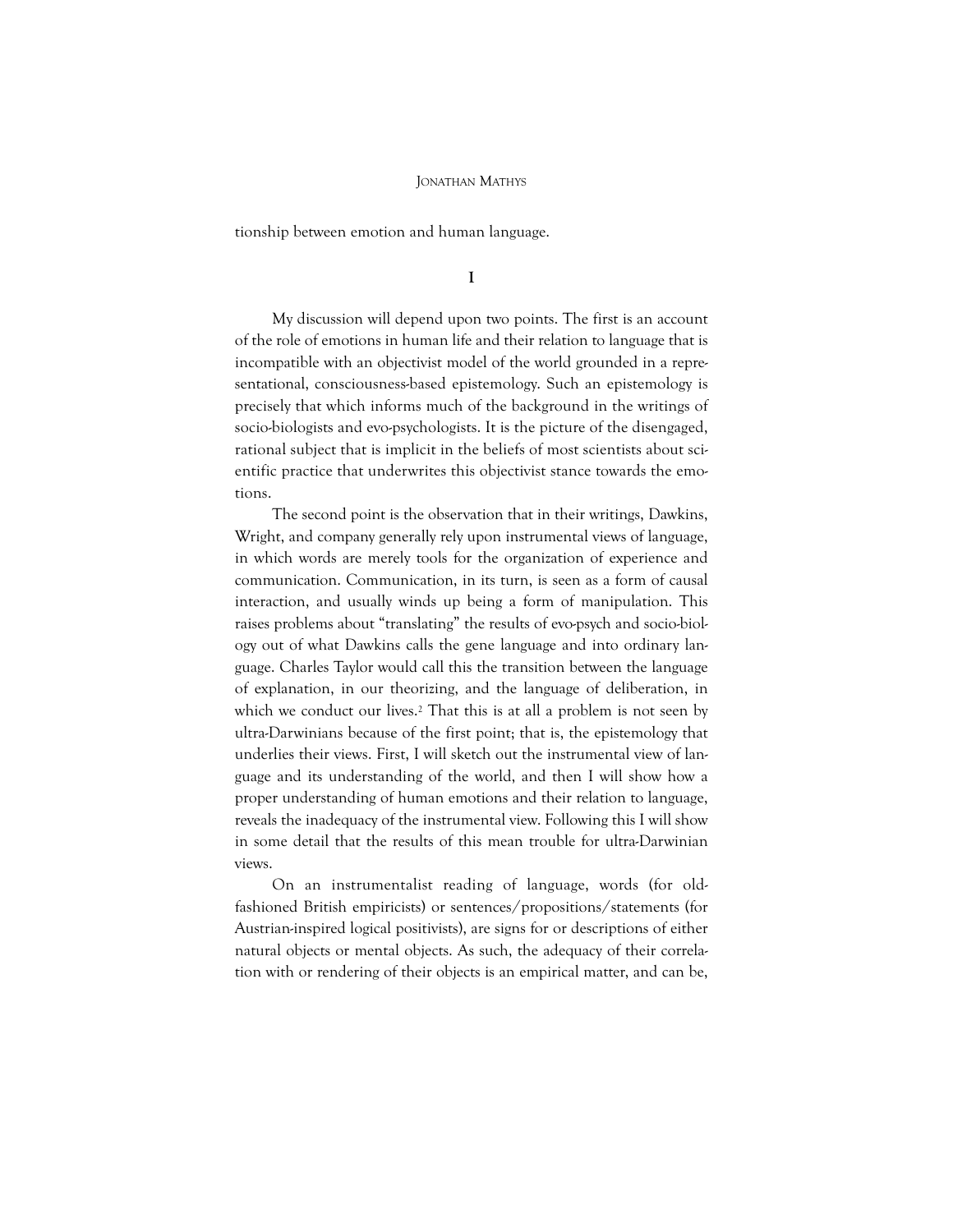tionship between emotion and human language.

## I

My discussion will depend upon two points. The first is an account of the role of emotions in human life and their relation to language that is incompatible with an objectivist model of the world grounded in a representational, consciousness-based epistemology. Such an epistemology is precisely that which informs much of the background in the writings of socio-biologists and evo-psychologists. It is the picture of the disengaged, rational subject that is implicit in the beliefs of most scientists about scientific practice that underwrites this objectivist stance towards the emotions.

The second point is the observation that in their writings, Dawkins, Wright, and company generally rely upon instrumental views of language, in which words are merely tools for the organization of experience and communication. Communication, in its turn, is seen as a form of causal interaction, and usually winds up being a form of manipulation. This raises problems about "translating" the results of evo-psych and socio-biology out of what Dawkins calls the gene language and into ordinary language. Charles Taylor would call this the transition between the language of explanation, in our theorizing, and the language of deliberation, in which we conduct our lives.[2] That this is at all a problem is not seen by ultra-Darwinians because of the first point; that is, the epistemology that underlies their views. First, I will sketch out the instrumental view of language and its understanding of the world, and then I will show how a proper understanding of human emotions and their relation to language, reveals the inadequacy of the instrumental view. Following this I will show in some detail that the results of this mean trouble for ultra-Darwinian views.

On an instrumentalist reading of language, words (for old-fashioned British empiricists) or sentences/propositions/statements (for Austrian-inspired logical positivists), are signs for or descriptions of either natural objects or mental objects. As such, the adequacy of their correlation with or rendering of their objects is an empirical matter, and can be,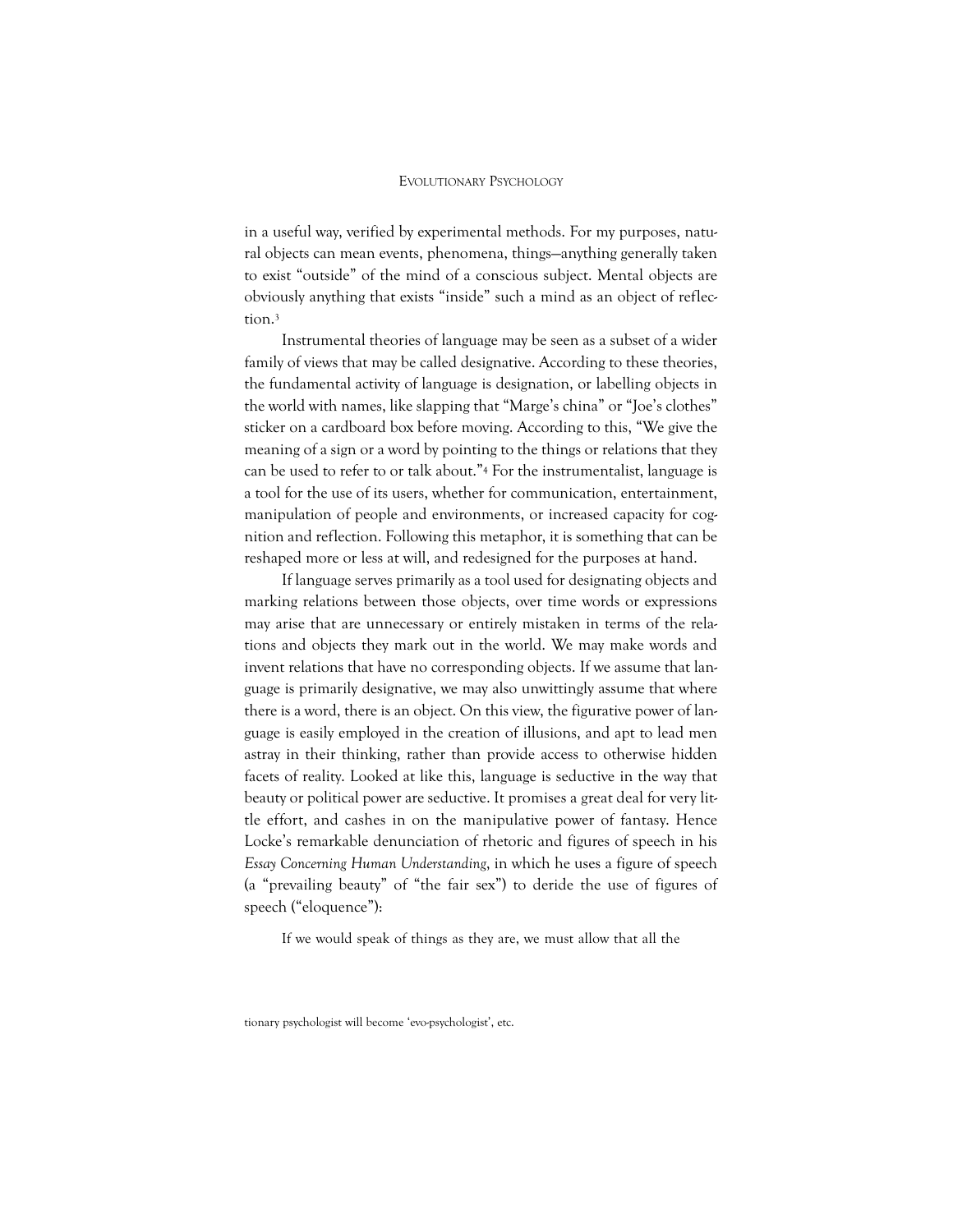in a useful way, verified by experimental methods. For my purposes, natural objects can mean events, phenomena, things—anything generally taken to exist "outside" of the mind of a conscious subject. Mental objects are obviously anything that exists "inside" such a mind as an object of reflection.[3]

Instrumental theories of language may be seen as a subset of a wider family of views that may be called designative. According to these theories, the fundamental activity of language is designation, or labelling objects in the world with names, like slapping that "Marge's china" or "Joe's clothes" sticker on a cardboard box before moving. According to this, "We give the meaning of a sign or a word by pointing to the things or relations that they can be used to refer to or talk about."[4] For the instrumentalist, language is a tool for the use of its users, whether for communication, entertainment, manipulation of people and environments, or increased capacity for cognition and reflection. Following this metaphor, it is something that can be reshaped more or less at will, and redesigned for the purposes at hand.

If language serves primarily as a tool used for designating objects and marking relations between those objects, over time words or expressions may arise that are unnecessary or entirely mistaken in terms of the relations and objects they mark out in the world. We may make words and invent relations that have no corresponding objects. If we assume that language is primarily designative, we may also unwittingly assume that where there is a word, there is an object. On this view, the figurative power of language is easily employed in the creation of illusions, and apt to lead men astray in their thinking, rather than provide access to otherwise hidden facets of reality. Looked at like this, language is seductive in the way that beauty or political power are seductive. It promises a great deal for very little effort, and cashes in on the manipulative power of fantasy. Hence Locke's remarkable denunciation of rhetoric and figures of speech in his *Essay Concerning Human Understanding*, in which he uses a figure of speech (a "prevailing beauty" of "the fair sex") to deride the use of figures of speech ("eloquence"):

> If we would speak of things as they are, we must allow that all the

tionary psychologist will become 'evo-psychologist', etc.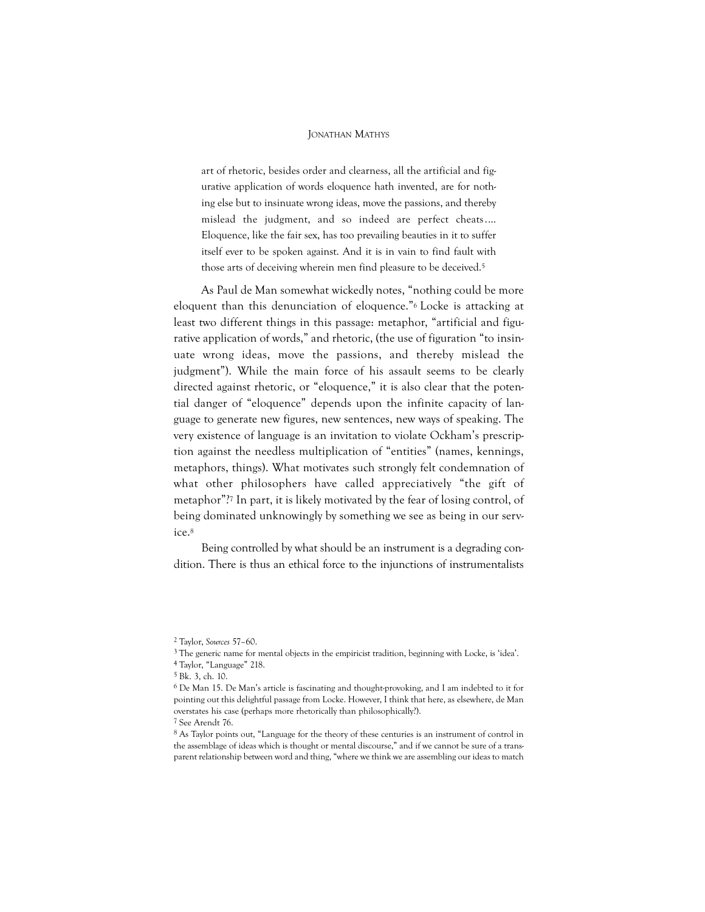> art of rhetoric, besides order and clearness, all the artificial and figurative application of words eloquence hath invented, are for nothing else but to insinuate wrong ideas, move the passions, and thereby mislead the judgment, and so indeed are perfect cheats.... Eloquence, like the fair sex, has too prevailing beauties in it to suffer itself ever to be spoken against. And it is in vain to find fault with those arts of deceiving wherein men find pleasure to be deceived.[5]

As Paul de Man somewhat wickedly notes, "nothing could be more eloquent than this denunciation of eloquence."[6] Locke is attacking at least two different things in this passage: metaphor, "artificial and figurative application of words," and rhetoric, (the use of figuration "to insinuate wrong ideas, move the passions, and thereby mislead the judgment"). While the main force of his assault seems to be clearly directed against rhetoric, or "eloquence," it is also clear that the potential danger of "eloquence" depends upon the infinite capacity of language to generate new figures, new sentences, new ways of speaking. The very existence of language is an invitation to violate Ockham's prescription against the needless multiplication of "entities" (names, kennings, metaphors, things). What motivates such strongly felt condemnation of what other philosophers have called appreciatively "the gift of metaphor"?[7] In part, it is likely motivated by the fear of losing control, of being dominated unknowingly by something we see as being in our service.[8]

Being controlled by what should be an instrument is a degrading condition. There is thus an ethical force to the injunctions of instrumentalists

---

[2] Taylor, *Sources* 57–60.

[3] The generic name for mental objects in the empiricist tradition, beginning with Locke, is 'idea'.

[4] Taylor, "Language" 218.

[5] Bk. 3, ch. 10.

[6] De Man 15. De Man's article is fascinating and thought-provoking, and I am indebted to it for pointing out this delightful passage from Locke. However, I think that here, as elsewhere, de Man overstates his case (perhaps more rhetorically than philosophically?).

[7] See Arendt 76.

[8] As Taylor points out, "Language for the theory of these centuries is an instrument of control in the assemblage of ideas which is thought or mental discourse," and if we cannot be sure of a transparent relationship between word and thing, "where we think we are assembling our ideas to match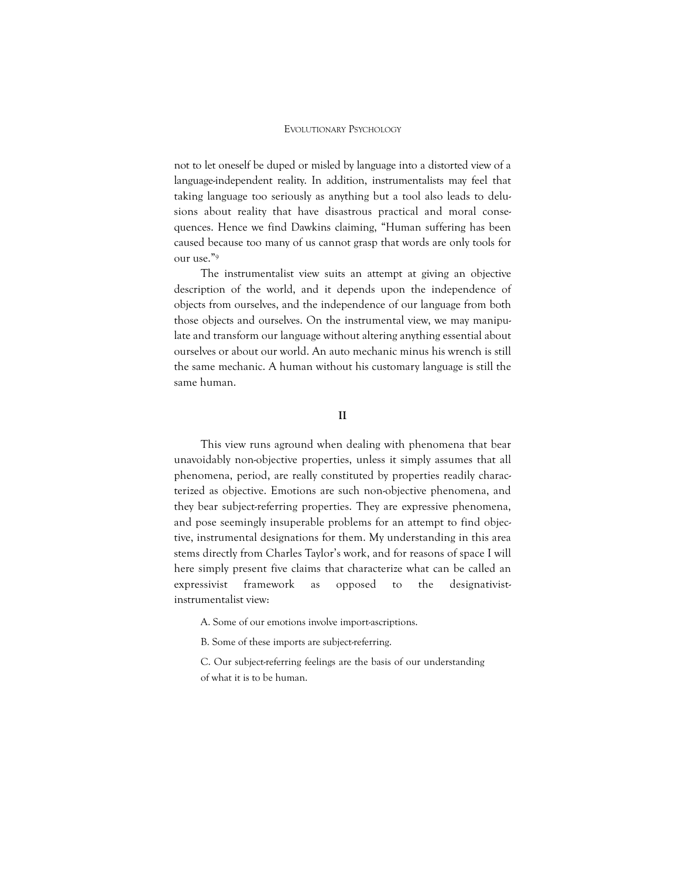not to let oneself be duped or misled by language into a distorted view of a language-independent reality. In addition, instrumentalists may feel that taking language too seriously as anything but a tool also leads to delusions about reality that have disastrous practical and moral consequences. Hence we find Dawkins claiming, "Human suffering has been caused because too many of us cannot grasp that words are only tools for our use."[9]

The instrumentalist view suits an attempt at giving an objective description of the world, and it depends upon the independence of objects from ourselves, and the independence of our language from both those objects and ourselves. On the instrumental view, we may manipulate and transform our language without altering anything essential about ourselves or about our world. An auto mechanic minus his wrench is still the same mechanic. A human without his customary language is still the same human.

## II

This view runs aground when dealing with phenomena that bear unavoidably non-objective properties, unless it simply assumes that all phenomena, period, are really constituted by properties readily characterized as objective. Emotions are such non-objective phenomena, and they bear subject-referring properties. They are expressive phenomena, and pose seemingly insuperable problems for an attempt to find objective, instrumental designations for them. My understanding in this area stems directly from Charles Taylor's work, and for reasons of space I will here simply present five claims that characterize what can be called an expressivist framework as opposed to the designativist-instrumentalist view:

A. Some of our emotions involve import-ascriptions.

B. Some of these imports are subject-referring.

C. Our subject-referring feelings are the basis of our understanding of what it is to be human.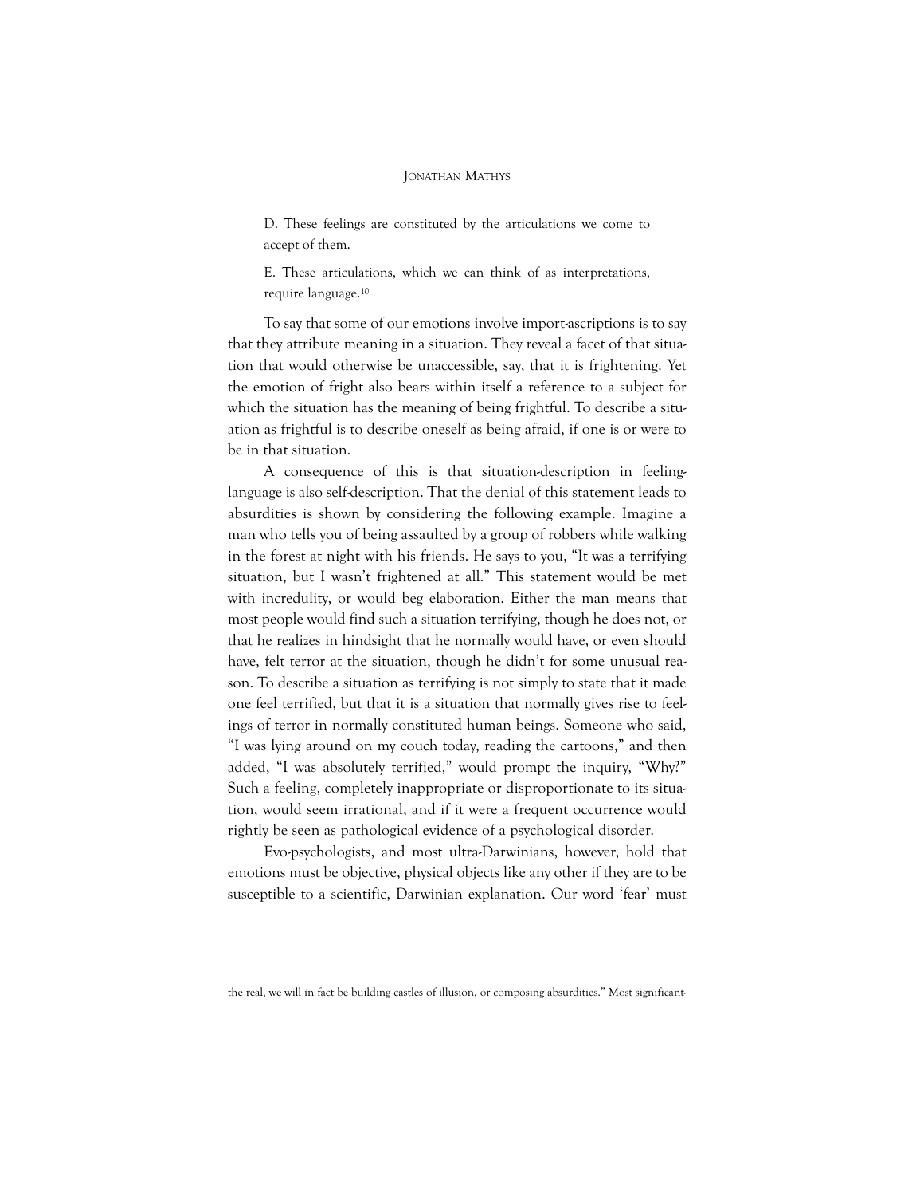D. These feelings are constituted by the articulations we come to accept of them.

E. These articulations, which we can think of as interpretations, require language.[10]

To say that some of our emotions involve import-ascriptions is to say that they attribute meaning in a situation. They reveal a facet of that situation that would otherwise be unaccessible, say, that it is frightening. Yet the emotion of fright also bears within itself a reference to a subject for which the situation has the meaning of being frightful. To describe a situation as frightful is to describe oneself as being afraid, if one is or were to be in that situation.

A consequence of this is that situation-description in feeling-language is also self-description. That the denial of this statement leads to absurdities is shown by considering the following example. Imagine a man who tells you of being assaulted by a group of robbers while walking in the forest at night with his friends. He says to you, "It was a terrifying situation, but I wasn't frightened at all." This statement would be met with incredulity, or would beg elaboration. Either the man means that most people would find such a situation terrifying, though he does not, or that he realizes in hindsight that he normally would have, or even should have, felt terror at the situation, though he didn't for some unusual reason. To describe a situation as terrifying is not simply to state that it made one feel terrified, but that it is a situation that normally gives rise to feelings of terror in normally constituted human beings. Someone who said, "I was lying around on my couch today, reading the cartoons," and then added, "I was absolutely terrified," would prompt the inquiry, "Why?" Such a feeling, completely inappropriate or disproportionate to its situation, would seem irrational, and if it were a frequent occurrence would rightly be seen as pathological evidence of a psychological disorder.

Evo-psychologists, and most ultra-Darwinians, however, hold that emotions must be objective, physical objects like any other if they are to be susceptible to a scientific, Darwinian explanation. Our word 'fear' must

the real, we will in fact be building castles of illusion, or composing absurdities." Most significant-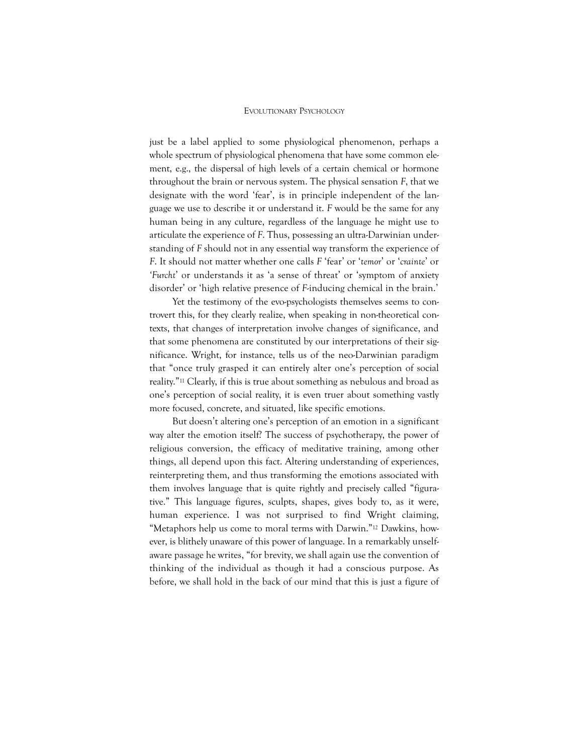just be a label applied to some physiological phenomenon, perhaps a whole spectrum of physiological phenomena that have some common element, e.g., the dispersal of high levels of a certain chemical or hormone throughout the brain or nervous system. The physical sensation *F*, that we designate with the word 'fear', is in principle independent of the language we use to describe it or understand it. *F* would be the same for any human being in any culture, regardless of the language he might use to articulate the experience of *F*. Thus, possessing an ultra-Darwinian understanding of *F* should not in any essential way transform the experience of *F*. It should not matter whether one calls *F* 'fear' or '*temor*' or '*crainte*' or '*Furcht*' or understands it as 'a sense of threat' or 'symptom of anxiety disorder' or 'high relative presence of *F*-inducing chemical in the brain.'

Yet the testimony of the evo-psychologists themselves seems to controvert this, for they clearly realize, when speaking in non-theoretical contexts, that changes of interpretation involve changes of significance, and that some phenomena are constituted by our interpretations of their significance. Wright, for instance, tells us of the neo-Darwinian paradigm that "once truly grasped it can entirely alter one's perception of social reality."[11] Clearly, if this is true about something as nebulous and broad as one's perception of social reality, it is even truer about something vastly more focused, concrete, and situated, like specific emotions.

But doesn't altering one's perception of an emotion in a significant way alter the emotion itself? The success of psychotherapy, the power of religious conversion, the efficacy of meditative training, among other things, all depend upon this fact. Altering understanding of experiences, reinterpreting them, and thus transforming the emotions associated with them involves language that is quite rightly and precisely called "figurative." This language figures, sculpts, shapes, gives body to, as it were, human experience. I was not surprised to find Wright claiming, "Metaphors help us come to moral terms with Darwin."[12] Dawkins, however, is blithely unaware of this power of language. In a remarkably unself-aware passage he writes, "for brevity, we shall again use the convention of thinking of the individual as though it had a conscious purpose. As before, we shall hold in the back of our mind that this is just a figure of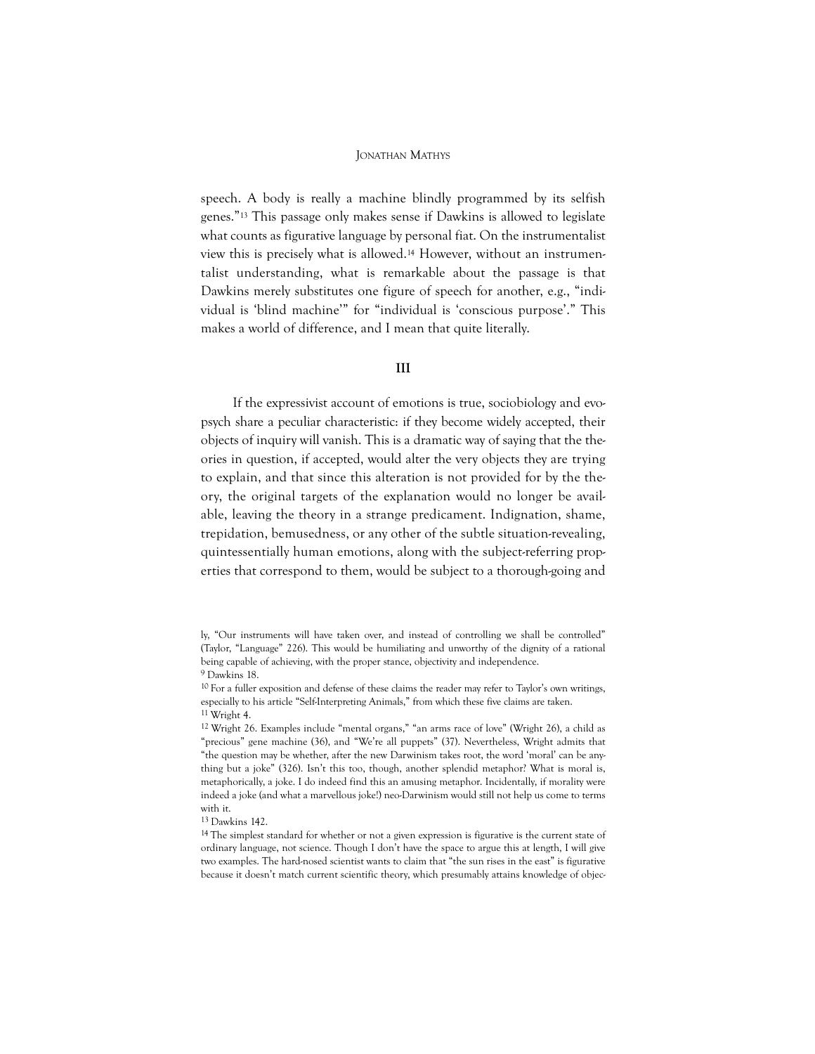speech. A body is really a machine blindly programmed by its selfish genes."[13] This passage only makes sense if Dawkins is allowed to legislate what counts as figurative language by personal fiat. On the instrumentalist view this is precisely what is allowed.[14] However, without an instrumentalist understanding, what is remarkable about the passage is that Dawkins merely substitutes one figure of speech for another, e.g., "individual is 'blind machine'" for "individual is 'conscious purpose'." This makes a world of difference, and I mean that quite literally.

## III

If the expressivist account of emotions is true, sociobiology and evo-psych share a peculiar characteristic: if they become widely accepted, their objects of inquiry will vanish. This is a dramatic way of saying that the theories in question, if accepted, would alter the very objects they are trying to explain, and that since this alteration is not provided for by the theory, the original targets of the explanation would no longer be available, leaving the theory in a strange predicament. Indignation, shame, trepidation, bemusedness, or any other of the subtle situation-revealing, quintessentially human emotions, along with the subject-referring properties that correspond to them, would be subject to a thorough-going and

---

ly, "Our instruments will have taken over, and instead of controlling we shall be controlled" (Taylor, "Language" 226). This would be humiliating and unworthy of the dignity of a rational being capable of achieving, with the proper stance, objectivity and independence.

[9] Dawkins 18.

[10] For a fuller exposition and defense of these claims the reader may refer to Taylor's own writings, especially to his article "Self-Interpreting Animals," from which these five claims are taken.

[11] Wright 4.

[12] Wright 26. Examples include "mental organs," "an arms race of love" (Wright 26), a child as "precious" gene machine (36), and "We're all puppets" (37). Nevertheless, Wright admits that "the question may be whether, after the new Darwinism takes root, the word 'moral' can be anything but a joke" (326). Isn't this too, though, another splendid metaphor? What is moral is, metaphorically, a joke. I do indeed find this an amusing metaphor. Incidentally, if morality were indeed a joke (and what a marvellous joke!) neo-Darwinism would still not help us come to terms with it.

[13] Dawkins 142.

[14] The simplest standard for whether or not a given expression is figurative is the current state of ordinary language, not science. Though I don't have the space to argue this at length, I will give two examples. The hard-nosed scientist wants to claim that "the sun rises in the east" is figurative because it doesn't match current scientific theory, which presumably attains knowledge of objec-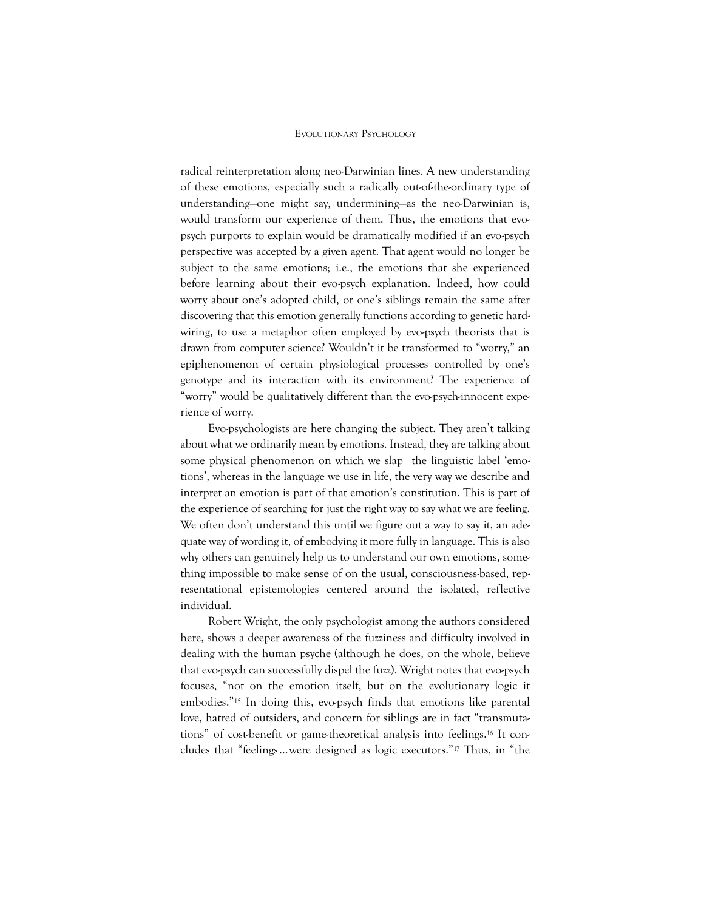radical reinterpretation along neo-Darwinian lines. A new understanding of these emotions, especially such a radically out-of-the-ordinary type of understanding—one might say, undermining—as the neo-Darwinian is, would transform our experience of them. Thus, the emotions that evo-psych purports to explain would be dramatically modified if an evo-psych perspective was accepted by a given agent. That agent would no longer be subject to the same emotions; i.e., the emotions that she experienced before learning about their evo-psych explanation. Indeed, how could worry about one's adopted child, or one's siblings remain the same after discovering that this emotion generally functions according to genetic hard-wiring, to use a metaphor often employed by evo-psych theorists that is drawn from computer science? Wouldn't it be transformed to "worry," an epiphenomenon of certain physiological processes controlled by one's genotype and its interaction with its environment? The experience of "worry" would be qualitatively different than the evo-psych-innocent experience of worry.

Evo-psychologists are here changing the subject. They aren't talking about what we ordinarily mean by emotions. Instead, they are talking about some physical phenomenon on which we slap the linguistic label 'emotions', whereas in the language we use in life, the very way we describe and interpret an emotion is part of that emotion's constitution. This is part of the experience of searching for just the right way to say what we are feeling. We often don't understand this until we figure out a way to say it, an adequate way of wording it, of embodying it more fully in language. This is also why others can genuinely help us to understand our own emotions, something impossible to make sense of on the usual, consciousness-based, representational epistemologies centered around the isolated, reflective individual.

Robert Wright, the only psychologist among the authors considered here, shows a deeper awareness of the fuzziness and difficulty involved in dealing with the human psyche (although he does, on the whole, believe that evo-psych can successfully dispel the fuzz). Wright notes that evo-psych focuses, "not on the emotion itself, but on the evolutionary logic it embodies."[15] In doing this, evo-psych finds that emotions like parental love, hatred of outsiders, and concern for siblings are in fact "transmutations" of cost-benefit or game-theoretical analysis into feelings.[16] It concludes that "feelings…were designed as logic executors."[17] Thus, in "the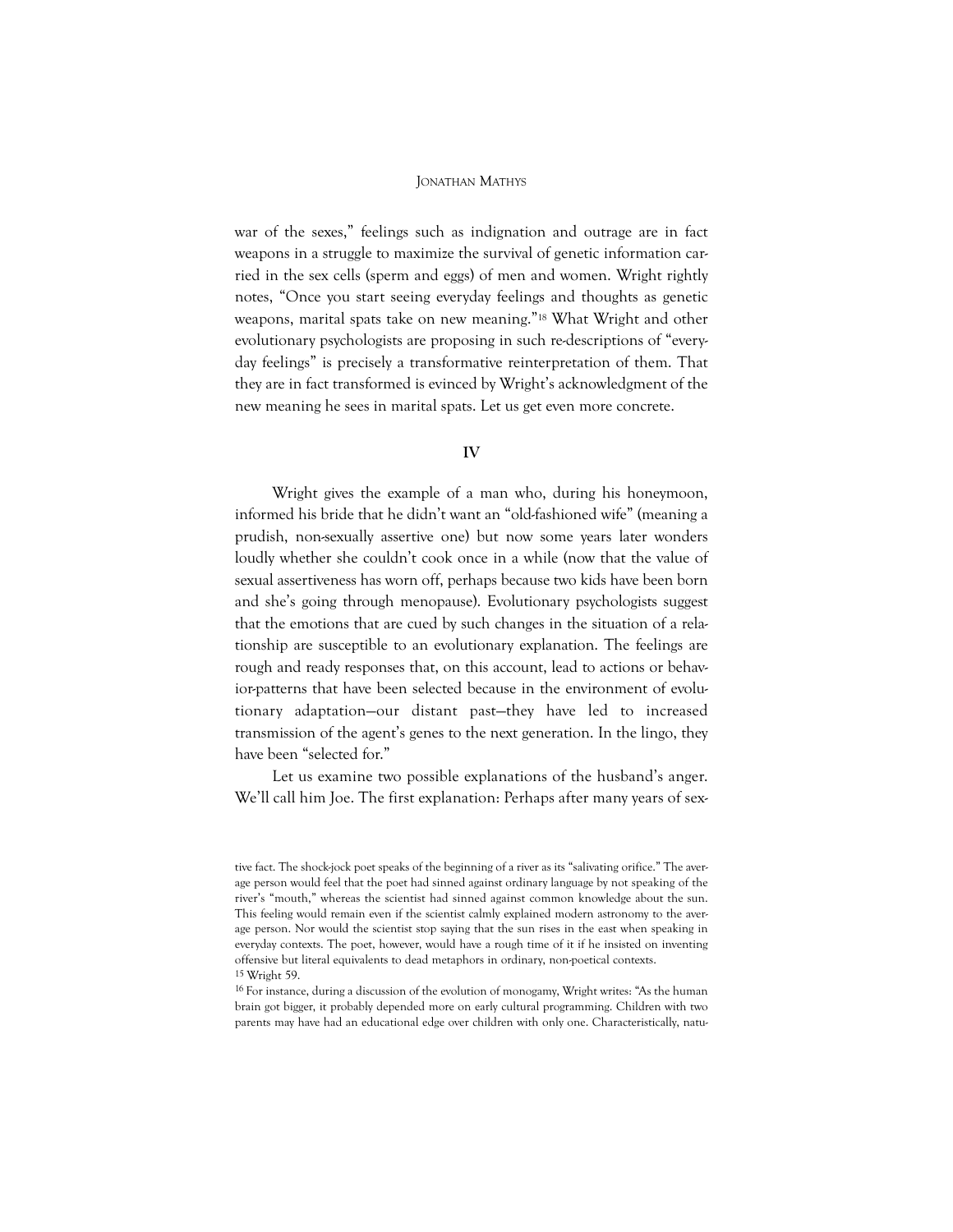war of the sexes," feelings such as indignation and outrage are in fact weapons in a struggle to maximize the survival of genetic information carried in the sex cells (sperm and eggs) of men and women. Wright rightly notes, "Once you start seeing everyday feelings and thoughts as genetic weapons, marital spats take on new meaning."[18] What Wright and other evolutionary psychologists are proposing in such re-descriptions of "everyday feelings" is precisely a transformative reinterpretation of them. That they are in fact transformed is evinced by Wright's acknowledgment of the new meaning he sees in marital spats. Let us get even more concrete.

## IV

Wright gives the example of a man who, during his honeymoon, informed his bride that he didn't want an "old-fashioned wife" (meaning a prudish, non-sexually assertive one) but now some years later wonders loudly whether she couldn't cook once in a while (now that the value of sexual assertiveness has worn off, perhaps because two kids have been born and she's going through menopause). Evolutionary psychologists suggest that the emotions that are cued by such changes in the situation of a relationship are susceptible to an evolutionary explanation. The feelings are rough and ready responses that, on this account, lead to actions or behavior-patterns that have been selected because in the environment of evolutionary adaptation—our distant past—they have led to increased transmission of the agent's genes to the next generation. In the lingo, they have been "selected for."

Let us examine two possible explanations of the husband's anger. We'll call him Joe. The first explanation: Perhaps after many years of sex-

tive fact. The shock-jock poet speaks of the beginning of a river as its "salivating orifice." The average person would feel that the poet had sinned against ordinary language by not speaking of the river's "mouth," whereas the scientist had sinned against common knowledge about the sun. This feeling would remain even if the scientist calmly explained modern astronomy to the average person. Nor would the scientist stop saying that the sun rises in the east when speaking in everyday contexts. The poet, however, would have a rough time of it if he insisted on inventing offensive but literal equivalents to dead metaphors in ordinary, non-poetical contexts.

[15] Wright 59.

[16] For instance, during a discussion of the evolution of monogamy, Wright writes: "As the human brain got bigger, it probably depended more on early cultural programming. Children with two parents may have had an educational edge over children with only one. Characteristically, natu-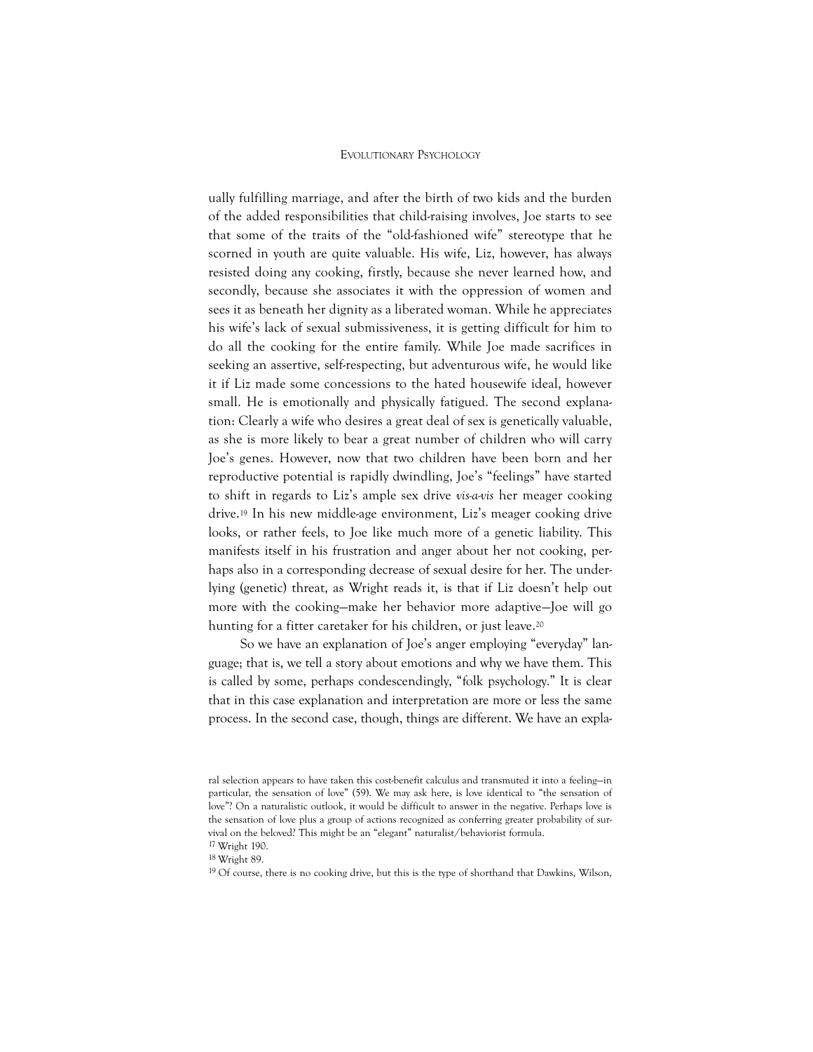ually fulfilling marriage, and after the birth of two kids and the burden of the added responsibilities that child-raising involves, Joe starts to see that some of the traits of the "old-fashioned wife" stereotype that he scorned in youth are quite valuable. His wife, Liz, however, has always resisted doing any cooking, firstly, because she never learned how, and secondly, because she associates it with the oppression of women and sees it as beneath her dignity as a liberated woman. While he appreciates his wife's lack of sexual submissiveness, it is getting difficult for him to do all the cooking for the entire family. While Joe made sacrifices in seeking an assertive, self-respecting, but adventurous wife, he would like it if Liz made some concessions to the hated housewife ideal, however small. He is emotionally and physically fatigued. The second explanation: Clearly a wife who desires a great deal of sex is genetically valuable, as she is more likely to bear a great number of children who will carry Joe's genes. However, now that two children have been born and her reproductive potential is rapidly dwindling, Joe's "feelings" have started to shift in regards to Liz's ample sex drive *vis-a-vis* her meager cooking drive.[19] In his new middle-age environment, Liz's meager cooking drive looks, or rather feels, to Joe like much more of a genetic liability. This manifests itself in his frustration and anger about her not cooking, perhaps also in a corresponding decrease of sexual desire for her. The underlying (genetic) threat, as Wright reads it, is that if Liz doesn't help out more with the cooking—make her behavior more adaptive—Joe will go hunting for a fitter caretaker for his children, or just leave.[20]

So we have an explanation of Joe's anger employing "everyday" language; that is, we tell a story about emotions and why we have them. This is called by some, perhaps condescendingly, "folk psychology." It is clear that in this case explanation and interpretation are more or less the same process. In the second case, though, things are different. We have an expla-

ral selection appears to have taken this cost-benefit calculus and transmuted it into a feeling—in particular, the sensation of love" (59). We may ask here, is love identical to "the sensation of love"? On a naturalistic outlook, it would be difficult to answer in the negative. Perhaps love is the sensation of love plus a group of actions recognized as conferring greater probability of survival on the beloved? This might be an "elegant" naturalist/behaviorist formula.

[17] Wright 190.

[18] Wright 89.

[19] Of course, there is no cooking drive, but this is the type of shorthand that Dawkins, Wilson,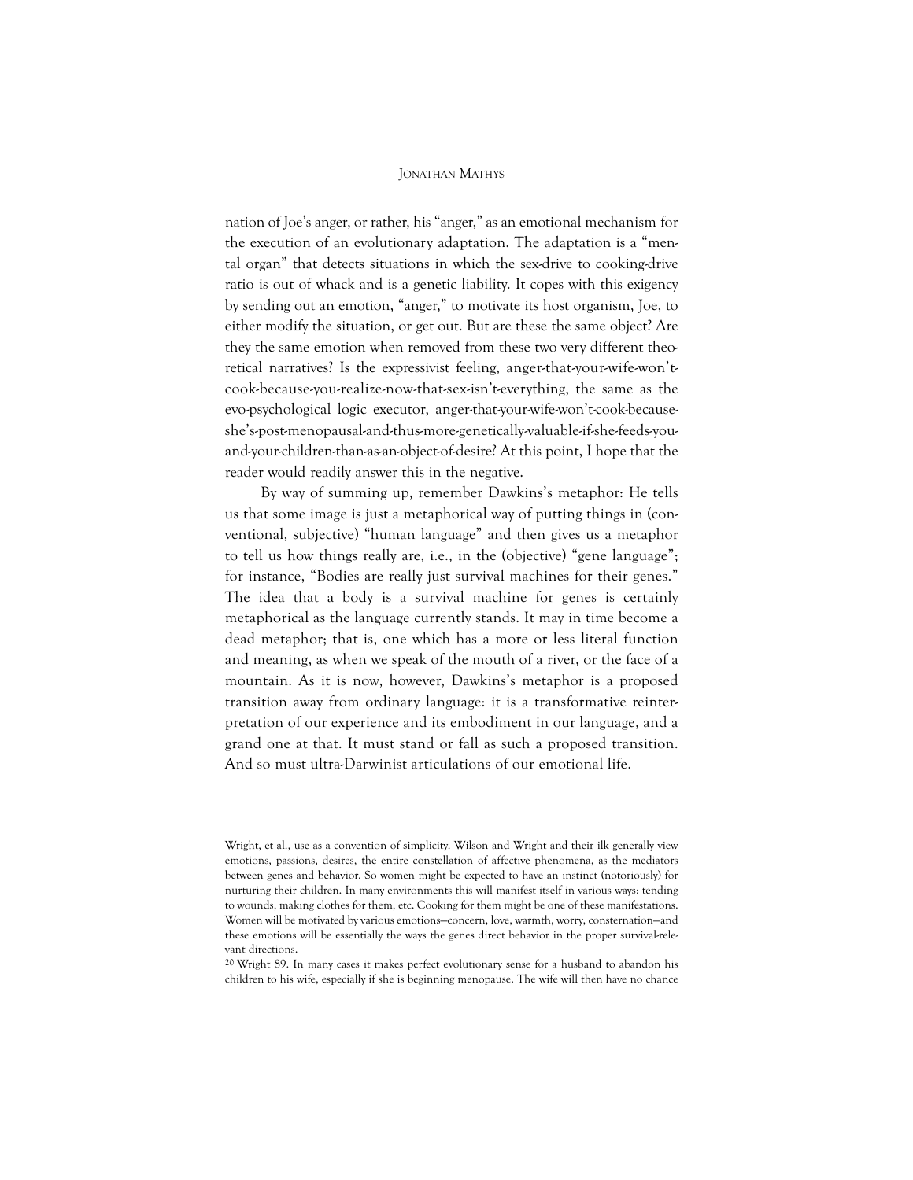nation of Joe's anger, or rather, his "anger," as an emotional mechanism for the execution of an evolutionary adaptation. The adaptation is a "mental organ" that detects situations in which the sex-drive to cooking-drive ratio is out of whack and is a genetic liability. It copes with this exigency by sending out an emotion, "anger," to motivate its host organism, Joe, to either modify the situation, or get out. But are these the same object? Are they the same emotion when removed from these two very different theoretical narratives? Is the expressivist feeling, anger-that-your-wife-won't-cook-because-you-realize-now-that-sex-isn't-everything, the same as the evo-psychological logic executor, anger-that-your-wife-won't-cook-because-she's-post-menopausal-and-thus-more-genetically-valuable-if-she-feeds-you-and-your-children-than-as-an-object-of-desire? At this point, I hope that the reader would readily answer this in the negative.

By way of summing up, remember Dawkins's metaphor: He tells us that some image is just a metaphorical way of putting things in (conventional, subjective) "human language" and then gives us a metaphor to tell us how things really are, i.e., in the (objective) "gene language"; for instance, "Bodies are really just survival machines for their genes." The idea that a body is a survival machine for genes is certainly metaphorical as the language currently stands. It may in time become a dead metaphor; that is, one which has a more or less literal function and meaning, as when we speak of the mouth of a river, or the face of a mountain. As it is now, however, Dawkins's metaphor is a proposed transition away from ordinary language: it is a transformative reinterpretation of our experience and its embodiment in our language, and a grand one at that. It must stand or fall as such a proposed transition. And so must ultra-Darwinist articulations of our emotional life.

---

Wright, et al., use as a convention of simplicity. Wilson and Wright and their ilk generally view emotions, passions, desires, the entire constellation of affective phenomena, as the mediators between genes and behavior. So women might be expected to have an instinct (notoriously) for nurturing their children. In many environments this will manifest itself in various ways: tending to wounds, making clothes for them, etc. Cooking for them might be one of these manifestations. Women will be motivated by various emotions—concern, love, warmth, worry, consternation—and these emotions will be essentially the ways the genes direct behavior in the proper survival-relevant directions.

[20] Wright 89. In many cases it makes perfect evolutionary sense for a husband to abandon his children to his wife, especially if she is beginning menopause. The wife will then have no chance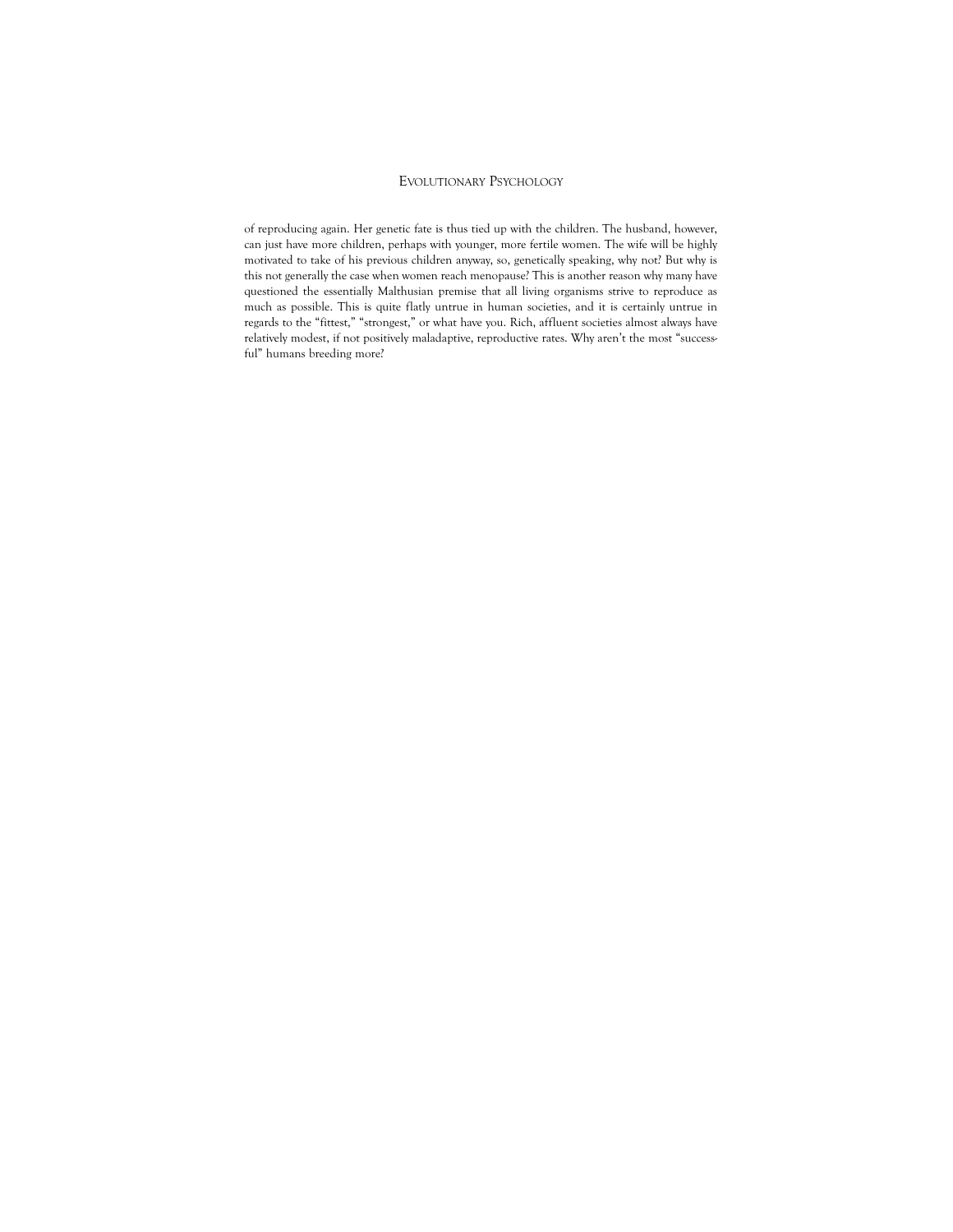of reproducing again. Her genetic fate is thus tied up with the children. The husband, however, can just have more children, perhaps with younger, more fertile women. The wife will be highly motivated to take of his previous children anyway, so, genetically speaking, why not? But why is this not generally the case when women reach menopause? This is another reason why many have questioned the essentially Malthusian premise that all living organisms strive to reproduce as much as possible. This is quite flatly untrue in human societies, and it is certainly untrue in regards to the "fittest," "strongest," or what have you. Rich, affluent societies almost always have relatively modest, if not positively maladaptive, reproductive rates. Why aren't the most "successful" humans breeding more?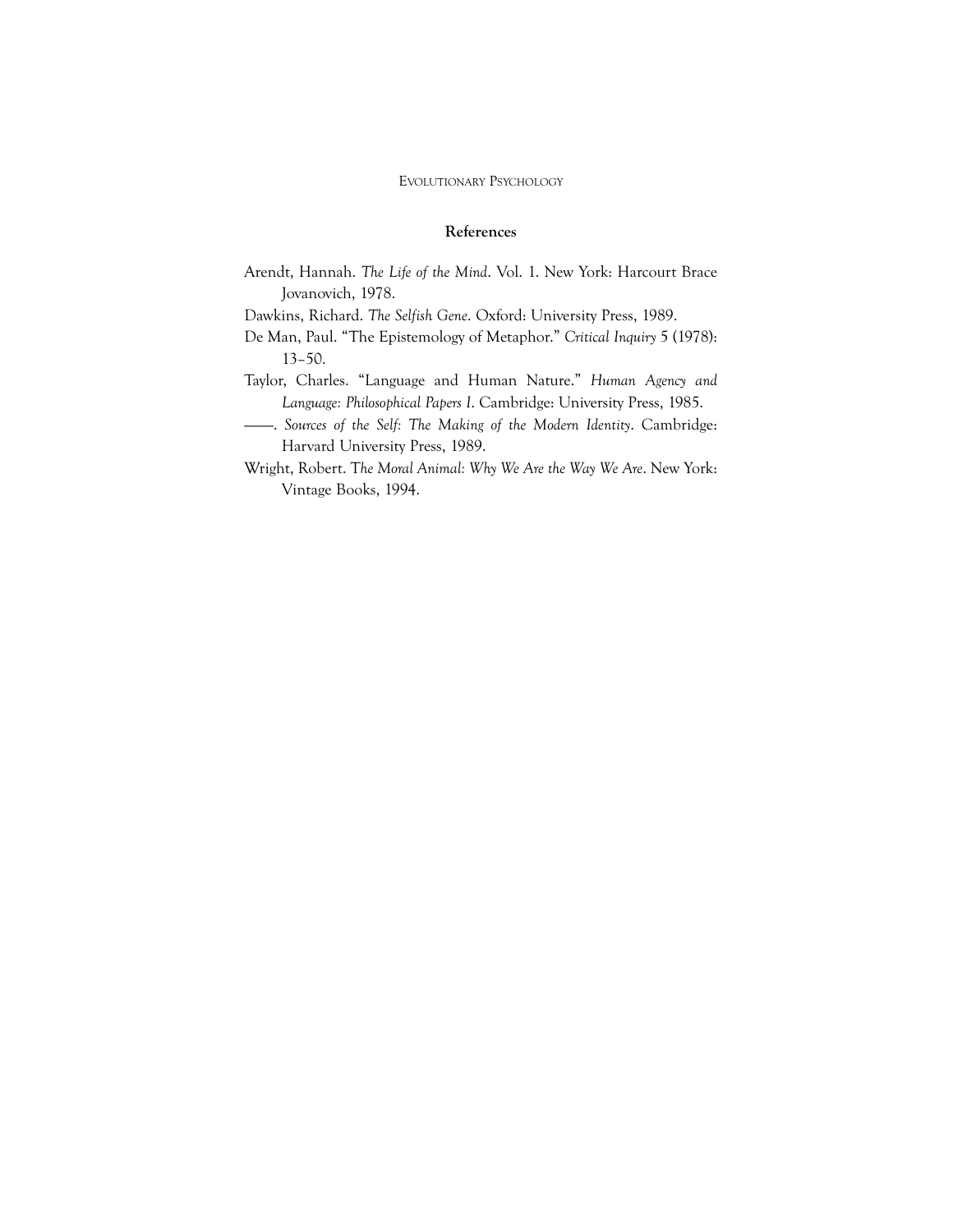## References

Arendt, Hannah. *The Life of the Mind*. Vol. 1. New York: Harcourt Brace Jovanovich, 1978.

Dawkins, Richard. *The Selfish Gene*. Oxford: University Press, 1989.

De Man, Paul. "The Epistemology of Metaphor." *Critical Inquiry* 5 (1978): 13–50.

Taylor, Charles. "Language and Human Nature." *Human Agency and Language: Philosophical Papers I*. Cambridge: University Press, 1985.

——. *Sources of the Self: The Making of the Modern Identity*. Cambridge: Harvard University Press, 1989.

Wright, Robert. T*he Moral Animal: Why We Are the Way We Are*. New York: Vintage Books, 1994.